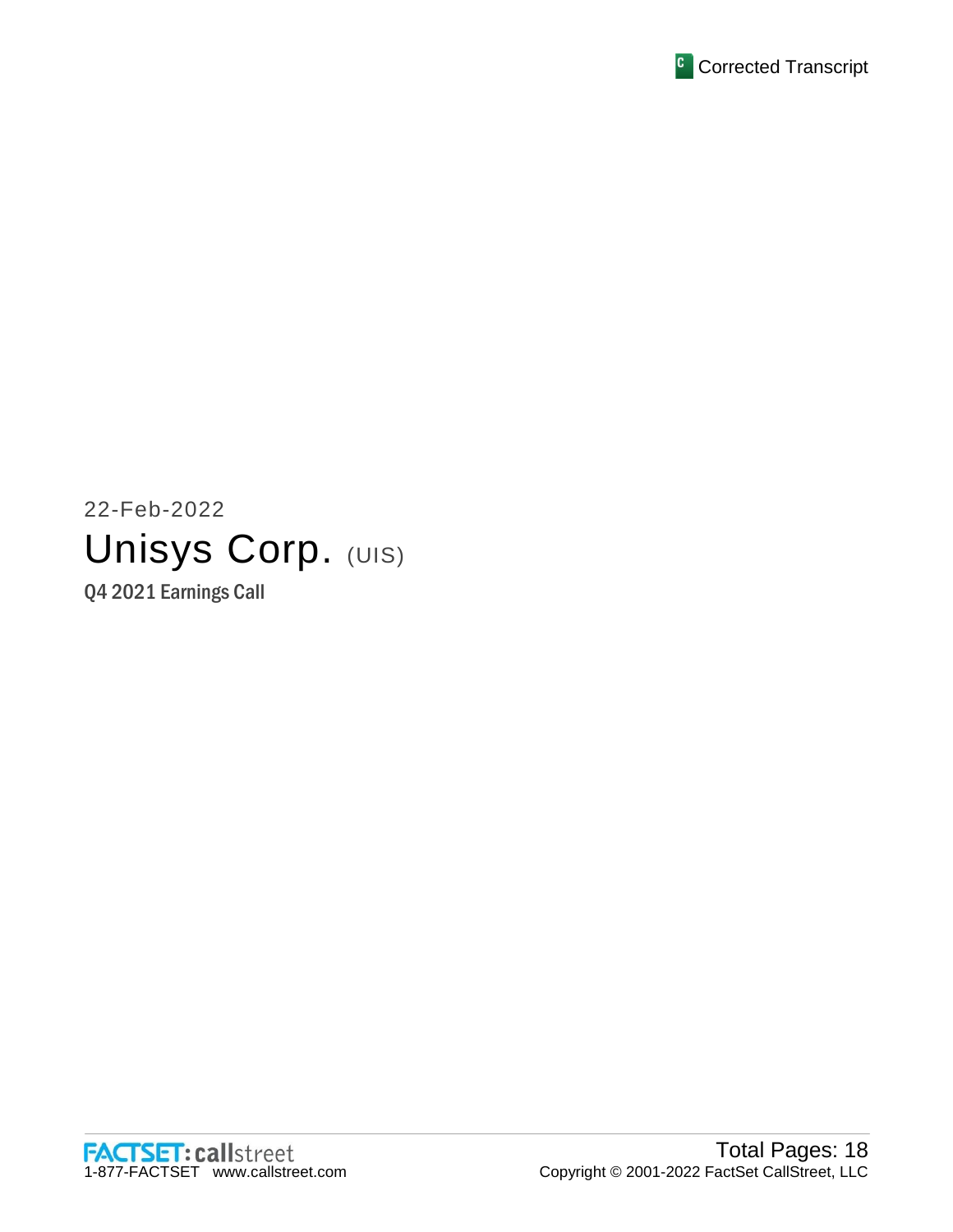Corrected Transcript

22-Feb-2022

# Unisys Corp. (UIS)

## Q4 2021 Earnings Call

FACTSET: callstreet
1-877-FACTSET www.callstreet.com

Total Pages: 18
Copyright © 2001-2022 FactSet CallStreet, LLC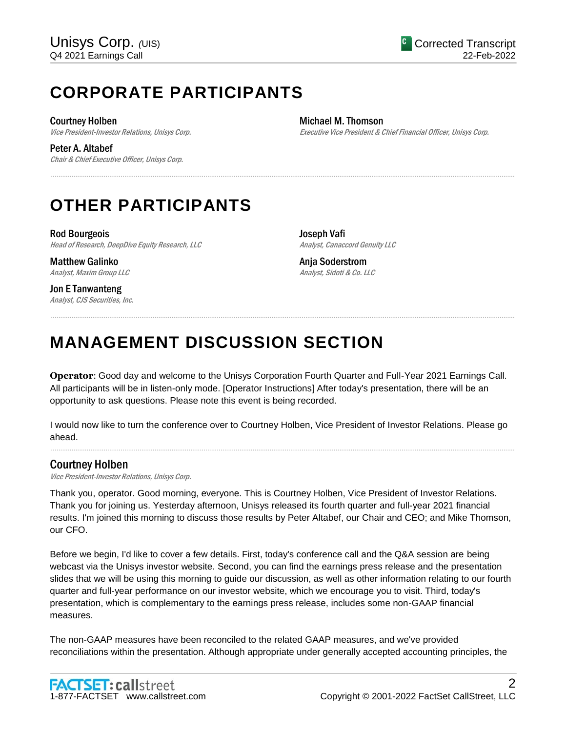# CORPORATE PARTICIPANTS

**Courtney Holben**
*Vice President-Investor Relations, Unisys Corp.*

**Peter A. Altabef**
*Chair & Chief Executive Officer, Unisys Corp.*

**Michael M. Thomson**
*Executive Vice President & Chief Financial Officer, Unisys Corp.*

# OTHER PARTICIPANTS

**Rod Bourgeois**
*Head of Research, DeepDive Equity Research, LLC*

**Matthew Galinko**
*Analyst, Maxim Group LLC*

**Jon E Tanwanteng**
*Analyst, CJS Securities, Inc.*

**Joseph Vafi**
*Analyst, Canaccord Genuity LLC*

**Anja Soderstrom**
*Analyst, Sidoti & Co. LLC*

# MANAGEMENT DISCUSSION SECTION

**Operator**: Good day and welcome to the Unisys Corporation Fourth Quarter and Full-Year 2021 Earnings Call. All participants will be in listen-only mode. [Operator Instructions] After today's presentation, there will be an opportunity to ask questions. Please note this event is being recorded.

I would now like to turn the conference over to Courtney Holben, Vice President of Investor Relations. Please go ahead.

## Courtney Holben
*Vice President-Investor Relations, Unisys Corp.*

Thank you, operator. Good morning, everyone. This is Courtney Holben, Vice President of Investor Relations. Thank you for joining us. Yesterday afternoon, Unisys released its fourth quarter and full-year 2021 financial results. I'm joined this morning to discuss those results by Peter Altabef, our Chair and CEO; and Mike Thomson, our CFO.

Before we begin, I'd like to cover a few details. First, today's conference call and the Q&A session are being webcast via the Unisys investor website. Second, you can find the earnings press release and the presentation slides that we will be using this morning to guide our discussion, as well as other information relating to our fourth quarter and full-year performance on our investor website, which we encourage you to visit. Third, today's presentation, which is complementary to the earnings press release, includes some non-GAAP financial measures.

The non-GAAP measures have been reconciled to the related GAAP measures, and we've provided reconciliations within the presentation. Although appropriate under generally accepted accounting principles, the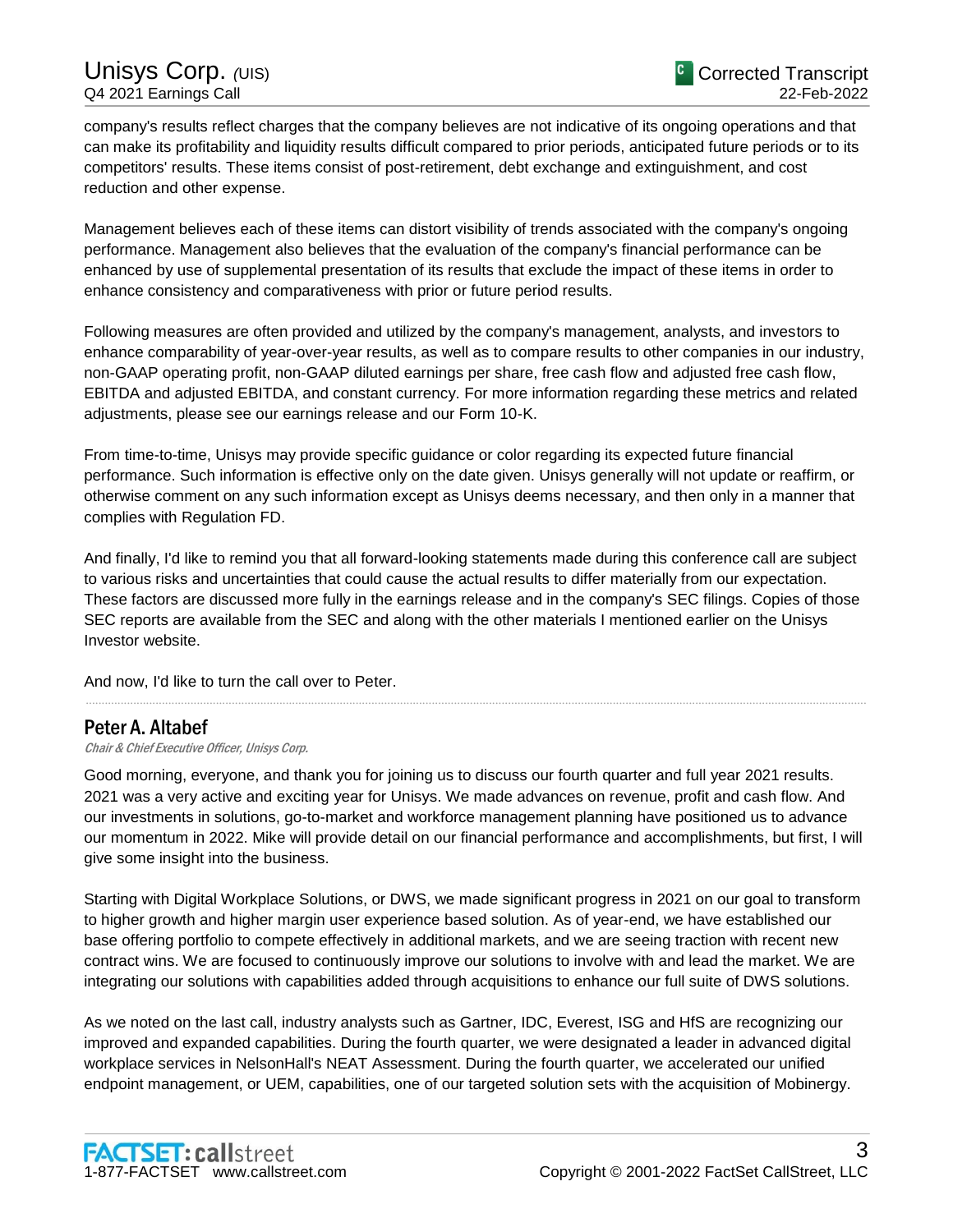company's results reflect charges that the company believes are not indicative of its ongoing operations and that can make its profitability and liquidity results difficult compared to prior periods, anticipated future periods or to its competitors' results. These items consist of post-retirement, debt exchange and extinguishment, and cost reduction and other expense.

Management believes each of these items can distort visibility of trends associated with the company's ongoing performance. Management also believes that the evaluation of the company's financial performance can be enhanced by use of supplemental presentation of its results that exclude the impact of these items in order to enhance consistency and comparativeness with prior or future period results.

Following measures are often provided and utilized by the company's management, analysts, and investors to enhance comparability of year-over-year results, as well as to compare results to other companies in our industry, non-GAAP operating profit, non-GAAP diluted earnings per share, free cash flow and adjusted free cash flow, EBITDA and adjusted EBITDA, and constant currency. For more information regarding these metrics and related adjustments, please see our earnings release and our Form 10-K.

From time-to-time, Unisys may provide specific guidance or color regarding its expected future financial performance. Such information is effective only on the date given. Unisys generally will not update or reaffirm, or otherwise comment on any such information except as Unisys deems necessary, and then only in a manner that complies with Regulation FD.

And finally, I'd like to remind you that all forward-looking statements made during this conference call are subject to various risks and uncertainties that could cause the actual results to differ materially from our expectation. These factors are discussed more fully in the earnings release and in the company's SEC filings. Copies of those SEC reports are available from the SEC and along with the other materials I mentioned earlier on the Unisys Investor website.

And now, I'd like to turn the call over to Peter.

---

## Peter A. Altabef

*Chair & Chief Executive Officer, Unisys Corp.*

Good morning, everyone, and thank you for joining us to discuss our fourth quarter and full year 2021 results. 2021 was a very active and exciting year for Unisys. We made advances on revenue, profit and cash flow. And our investments in solutions, go-to-market and workforce management planning have positioned us to advance our momentum in 2022. Mike will provide detail on our financial performance and accomplishments, but first, I will give some insight into the business.

Starting with Digital Workplace Solutions, or DWS, we made significant progress in 2021 on our goal to transform to higher growth and higher margin user experience based solution. As of year-end, we have established our base offering portfolio to compete effectively in additional markets, and we are seeing traction with recent new contract wins. We are focused to continuously improve our solutions to involve with and lead the market. We are integrating our solutions with capabilities added through acquisitions to enhance our full suite of DWS solutions.

As we noted on the last call, industry analysts such as Gartner, IDC, Everest, ISG and HfS are recognizing our improved and expanded capabilities. During the fourth quarter, we were designated a leader in advanced digital workplace services in NelsonHall's NEAT Assessment. During the fourth quarter, we accelerated our unified endpoint management, or UEM, capabilities, one of our targeted solution sets with the acquisition of Mobinergy.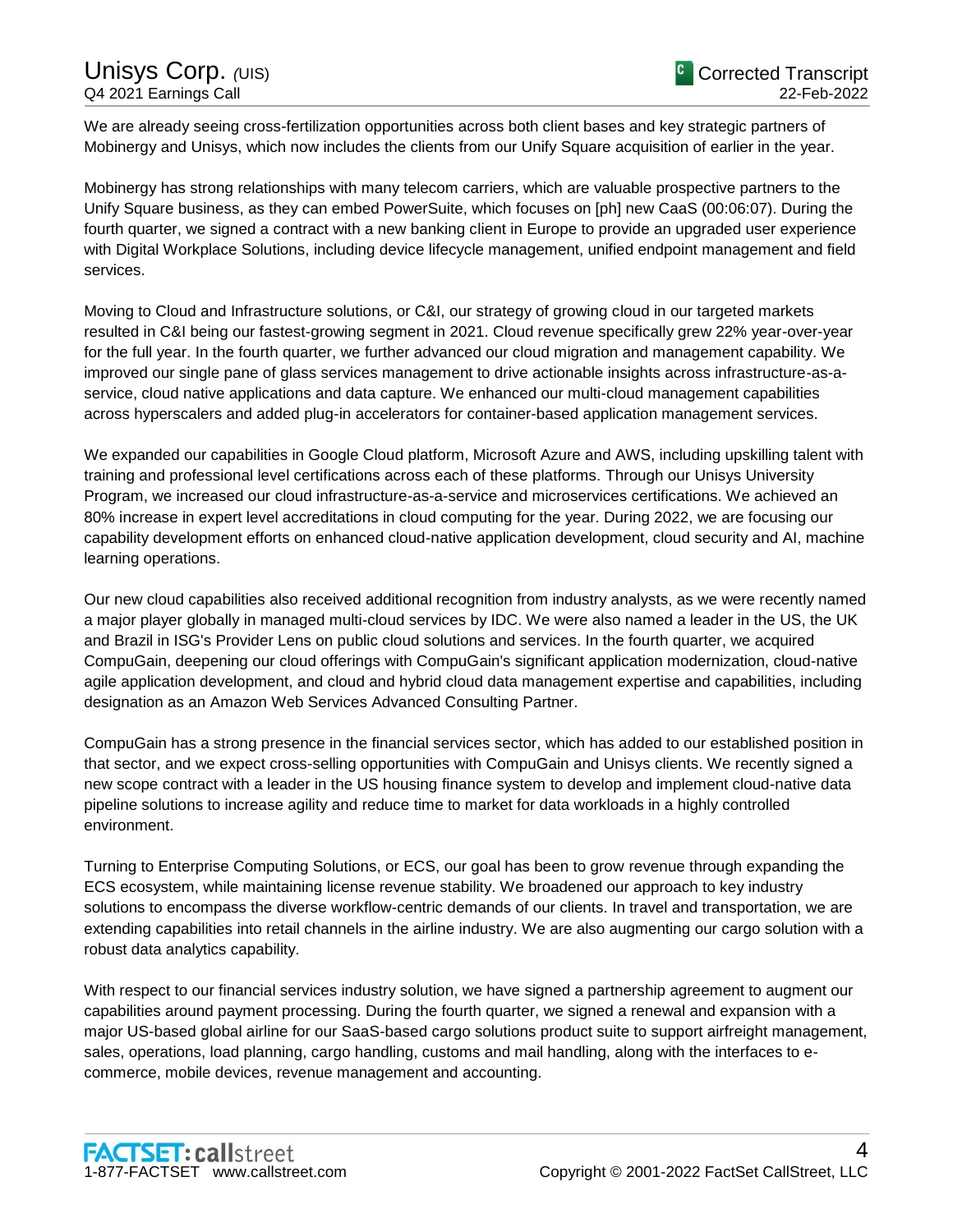We are already seeing cross-fertilization opportunities across both client bases and key strategic partners of Mobinergy and Unisys, which now includes the clients from our Unify Square acquisition of earlier in the year.

Mobinergy has strong relationships with many telecom carriers, which are valuable prospective partners to the Unify Square business, as they can embed PowerSuite, which focuses on [ph] new CaaS (00:06:07). During the fourth quarter, we signed a contract with a new banking client in Europe to provide an upgraded user experience with Digital Workplace Solutions, including device lifecycle management, unified endpoint management and field services.

Moving to Cloud and Infrastructure solutions, or C&I, our strategy of growing cloud in our targeted markets resulted in C&I being our fastest-growing segment in 2021. Cloud revenue specifically grew 22% year-over-year for the full year. In the fourth quarter, we further advanced our cloud migration and management capability. We improved our single pane of glass services management to drive actionable insights across infrastructure-as-a-service, cloud native applications and data capture. We enhanced our multi-cloud management capabilities across hyperscalers and added plug-in accelerators for container-based application management services.

We expanded our capabilities in Google Cloud platform, Microsoft Azure and AWS, including upskilling talent with training and professional level certifications across each of these platforms. Through our Unisys University Program, we increased our cloud infrastructure-as-a-service and microservices certifications. We achieved an 80% increase in expert level accreditations in cloud computing for the year. During 2022, we are focusing our capability development efforts on enhanced cloud-native application development, cloud security and AI, machine learning operations.

Our new cloud capabilities also received additional recognition from industry analysts, as we were recently named a major player globally in managed multi-cloud services by IDC. We were also named a leader in the US, the UK and Brazil in ISG's Provider Lens on public cloud solutions and services. In the fourth quarter, we acquired CompuGain, deepening our cloud offerings with CompuGain's significant application modernization, cloud-native agile application development, and cloud and hybrid cloud data management expertise and capabilities, including designation as an Amazon Web Services Advanced Consulting Partner.

CompuGain has a strong presence in the financial services sector, which has added to our established position in that sector, and we expect cross-selling opportunities with CompuGain and Unisys clients. We recently signed a new scope contract with a leader in the US housing finance system to develop and implement cloud-native data pipeline solutions to increase agility and reduce time to market for data workloads in a highly controlled environment.

Turning to Enterprise Computing Solutions, or ECS, our goal has been to grow revenue through expanding the ECS ecosystem, while maintaining license revenue stability. We broadened our approach to key industry solutions to encompass the diverse workflow-centric demands of our clients. In travel and transportation, we are extending capabilities into retail channels in the airline industry. We are also augmenting our cargo solution with a robust data analytics capability.

With respect to our financial services industry solution, we have signed a partnership agreement to augment our capabilities around payment processing. During the fourth quarter, we signed a renewal and expansion with a major US-based global airline for our SaaS-based cargo solutions product suite to support airfreight management, sales, operations, load planning, cargo handling, customs and mail handling, along with the interfaces to e-commerce, mobile devices, revenue management and accounting.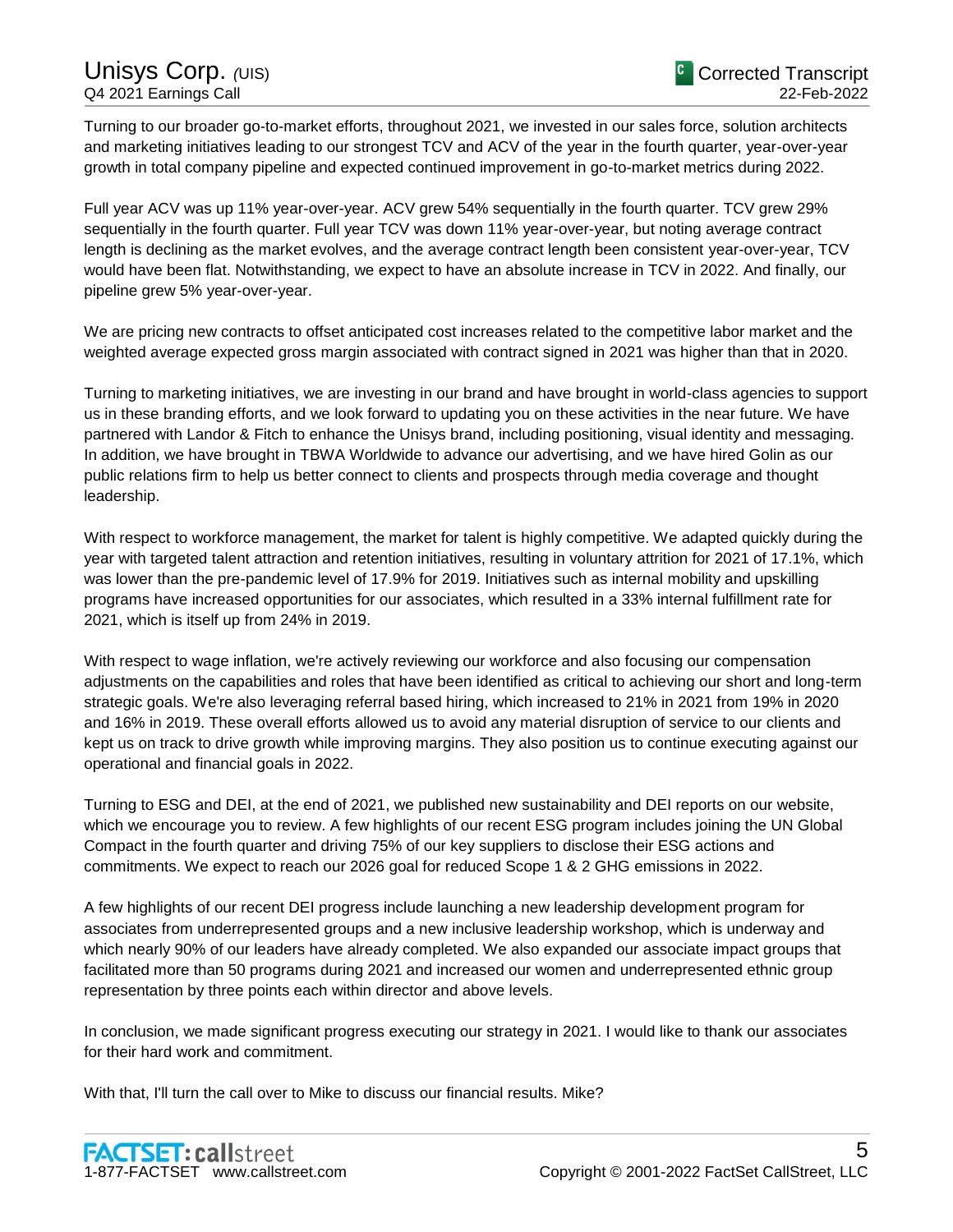Turning to our broader go-to-market efforts, throughout 2021, we invested in our sales force, solution architects and marketing initiatives leading to our strongest TCV and ACV of the year in the fourth quarter, year-over-year growth in total company pipeline and expected continued improvement in go-to-market metrics during 2022.

Full year ACV was up 11% year-over-year. ACV grew 54% sequentially in the fourth quarter. TCV grew 29% sequentially in the fourth quarter. Full year TCV was down 11% year-over-year, but noting average contract length is declining as the market evolves, and the average contract length been consistent year-over-year, TCV would have been flat. Notwithstanding, we expect to have an absolute increase in TCV in 2022. And finally, our pipeline grew 5% year-over-year.

We are pricing new contracts to offset anticipated cost increases related to the competitive labor market and the weighted average expected gross margin associated with contract signed in 2021 was higher than that in 2020.

Turning to marketing initiatives, we are investing in our brand and have brought in world-class agencies to support us in these branding efforts, and we look forward to updating you on these activities in the near future. We have partnered with Landor & Fitch to enhance the Unisys brand, including positioning, visual identity and messaging. In addition, we have brought in TBWA Worldwide to advance our advertising, and we have hired Golin as our public relations firm to help us better connect to clients and prospects through media coverage and thought leadership.

With respect to workforce management, the market for talent is highly competitive. We adapted quickly during the year with targeted talent attraction and retention initiatives, resulting in voluntary attrition for 2021 of 17.1%, which was lower than the pre-pandemic level of 17.9% for 2019. Initiatives such as internal mobility and upskilling programs have increased opportunities for our associates, which resulted in a 33% internal fulfillment rate for 2021, which is itself up from 24% in 2019.

With respect to wage inflation, we're actively reviewing our workforce and also focusing our compensation adjustments on the capabilities and roles that have been identified as critical to achieving our short and long-term strategic goals. We're also leveraging referral based hiring, which increased to 21% in 2021 from 19% in 2020 and 16% in 2019. These overall efforts allowed us to avoid any material disruption of service to our clients and kept us on track to drive growth while improving margins. They also position us to continue executing against our operational and financial goals in 2022.

Turning to ESG and DEI, at the end of 2021, we published new sustainability and DEI reports on our website, which we encourage you to review. A few highlights of our recent ESG program includes joining the UN Global Compact in the fourth quarter and driving 75% of our key suppliers to disclose their ESG actions and commitments. We expect to reach our 2026 goal for reduced Scope 1 & 2 GHG emissions in 2022.

A few highlights of our recent DEI progress include launching a new leadership development program for associates from underrepresented groups and a new inclusive leadership workshop, which is underway and which nearly 90% of our leaders have already completed. We also expanded our associate impact groups that facilitated more than 50 programs during 2021 and increased our women and underrepresented ethnic group representation by three points each within director and above levels.

In conclusion, we made significant progress executing our strategy in 2021. I would like to thank our associates for their hard work and commitment.

With that, I'll turn the call over to Mike to discuss our financial results. Mike?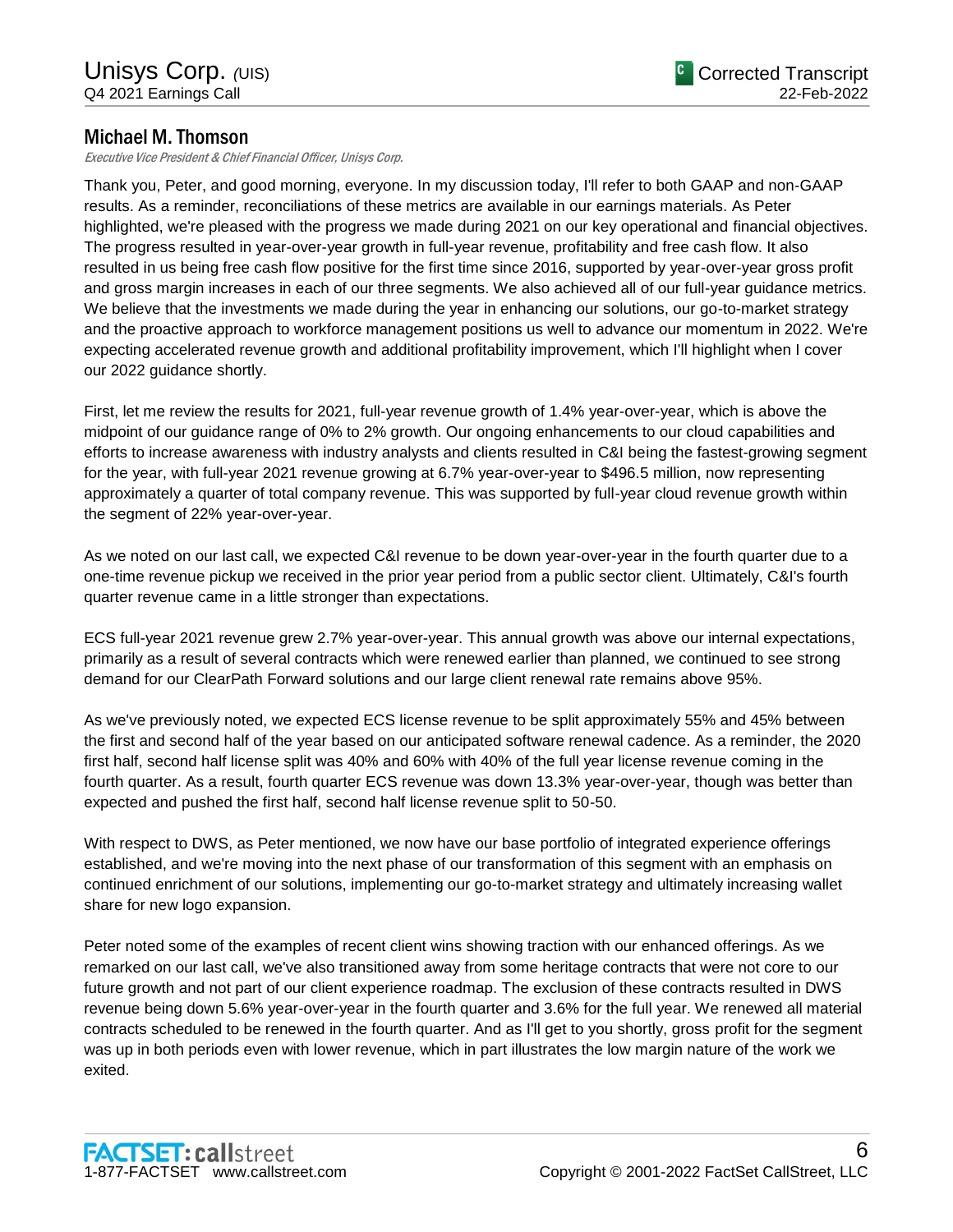## Michael M. Thomson

*Executive Vice President & Chief Financial Officer, Unisys Corp.*

Thank you, Peter, and good morning, everyone. In my discussion today, I'll refer to both GAAP and non-GAAP results. As a reminder, reconciliations of these metrics are available in our earnings materials. As Peter highlighted, we're pleased with the progress we made during 2021 on our key operational and financial objectives. The progress resulted in year-over-year growth in full-year revenue, profitability and free cash flow. It also resulted in us being free cash flow positive for the first time since 2016, supported by year-over-year gross profit and gross margin increases in each of our three segments. We also achieved all of our full-year guidance metrics. We believe that the investments we made during the year in enhancing our solutions, our go-to-market strategy and the proactive approach to workforce management positions us well to advance our momentum in 2022. We're expecting accelerated revenue growth and additional profitability improvement, which I'll highlight when I cover our 2022 guidance shortly.

First, let me review the results for 2021, full-year revenue growth of 1.4% year-over-year, which is above the midpoint of our guidance range of 0% to 2% growth. Our ongoing enhancements to our cloud capabilities and efforts to increase awareness with industry analysts and clients resulted in C&I being the fastest-growing segment for the year, with full-year 2021 revenue growing at 6.7% year-over-year to $496.5 million, now representing approximately a quarter of total company revenue. This was supported by full-year cloud revenue growth within the segment of 22% year-over-year.

As we noted on our last call, we expected C&I revenue to be down year-over-year in the fourth quarter due to a one-time revenue pickup we received in the prior year period from a public sector client. Ultimately, C&I's fourth quarter revenue came in a little stronger than expectations.

ECS full-year 2021 revenue grew 2.7% year-over-year. This annual growth was above our internal expectations, primarily as a result of several contracts which were renewed earlier than planned, we continued to see strong demand for our ClearPath Forward solutions and our large client renewal rate remains above 95%.

As we've previously noted, we expected ECS license revenue to be split approximately 55% and 45% between the first and second half of the year based on our anticipated software renewal cadence. As a reminder, the 2020 first half, second half license split was 40% and 60% with 40% of the full year license revenue coming in the fourth quarter. As a result, fourth quarter ECS revenue was down 13.3% year-over-year, though was better than expected and pushed the first half, second half license revenue split to 50-50.

With respect to DWS, as Peter mentioned, we now have our base portfolio of integrated experience offerings established, and we're moving into the next phase of our transformation of this segment with an emphasis on continued enrichment of our solutions, implementing our go-to-market strategy and ultimately increasing wallet share for new logo expansion.

Peter noted some of the examples of recent client wins showing traction with our enhanced offerings. As we remarked on our last call, we've also transitioned away from some heritage contracts that were not core to our future growth and not part of our client experience roadmap. The exclusion of these contracts resulted in DWS revenue being down 5.6% year-over-year in the fourth quarter and 3.6% for the full year. We renewed all material contracts scheduled to be renewed in the fourth quarter. And as I'll get to you shortly, gross profit for the segment was up in both periods even with lower revenue, which in part illustrates the low margin nature of the work we exited.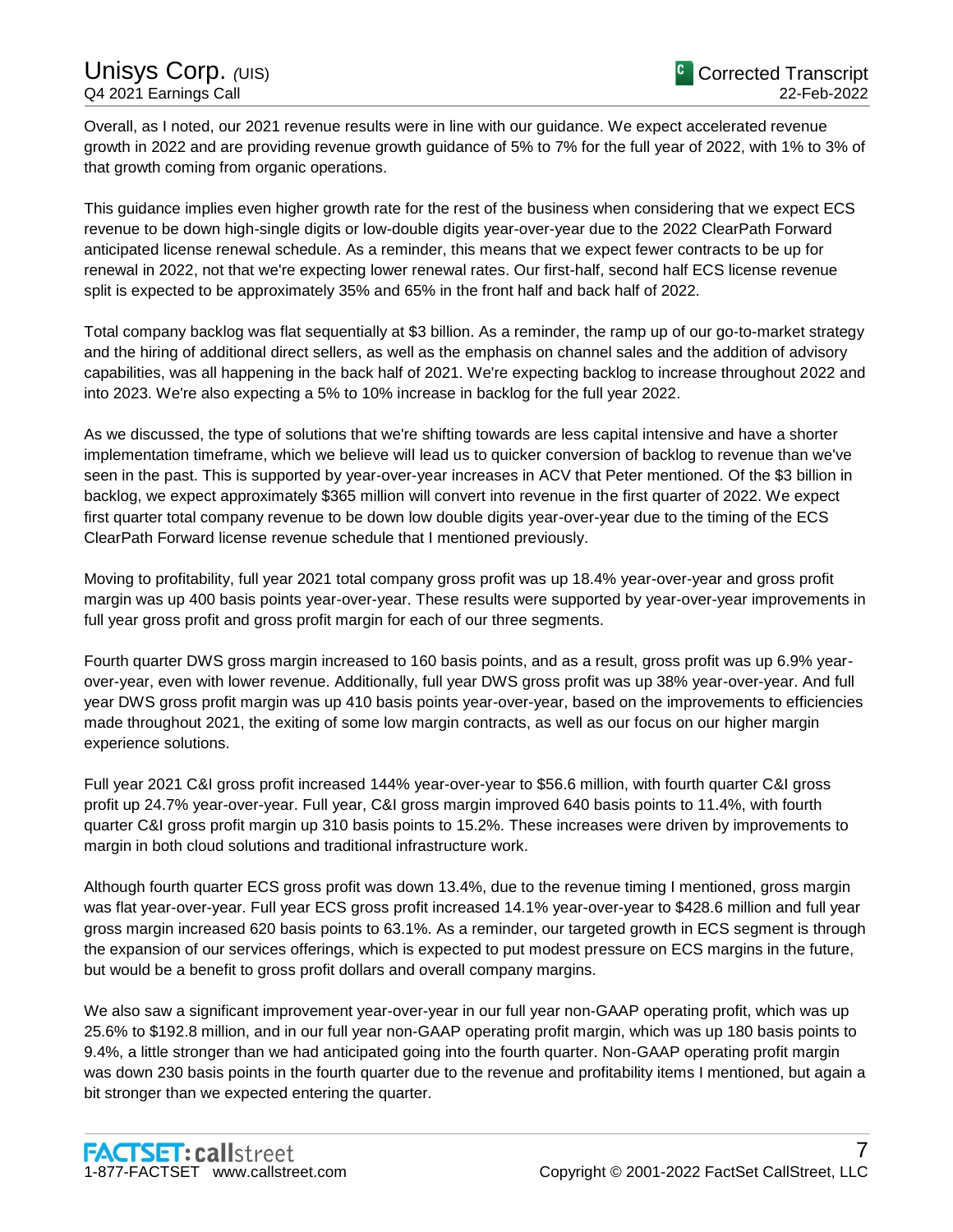Overall, as I noted, our 2021 revenue results were in line with our guidance. We expect accelerated revenue growth in 2022 and are providing revenue growth guidance of 5% to 7% for the full year of 2022, with 1% to 3% of that growth coming from organic operations.

This guidance implies even higher growth rate for the rest of the business when considering that we expect ECS revenue to be down high-single digits or low-double digits year-over-year due to the 2022 ClearPath Forward anticipated license renewal schedule. As a reminder, this means that we expect fewer contracts to be up for renewal in 2022, not that we're expecting lower renewal rates. Our first-half, second half ECS license revenue split is expected to be approximately 35% and 65% in the front half and back half of 2022.

Total company backlog was flat sequentially at $3 billion. As a reminder, the ramp up of our go-to-market strategy and the hiring of additional direct sellers, as well as the emphasis on channel sales and the addition of advisory capabilities, was all happening in the back half of 2021. We're expecting backlog to increase throughout 2022 and into 2023. We're also expecting a 5% to 10% increase in backlog for the full year 2022.

As we discussed, the type of solutions that we're shifting towards are less capital intensive and have a shorter implementation timeframe, which we believe will lead us to quicker conversion of backlog to revenue than we've seen in the past. This is supported by year-over-year increases in ACV that Peter mentioned. Of the $3 billion in backlog, we expect approximately $365 million will convert into revenue in the first quarter of 2022. We expect first quarter total company revenue to be down low double digits year-over-year due to the timing of the ECS ClearPath Forward license revenue schedule that I mentioned previously.

Moving to profitability, full year 2021 total company gross profit was up 18.4% year-over-year and gross profit margin was up 400 basis points year-over-year. These results were supported by year-over-year improvements in full year gross profit and gross profit margin for each of our three segments.

Fourth quarter DWS gross margin increased to 160 basis points, and as a result, gross profit was up 6.9% year-over-year, even with lower revenue. Additionally, full year DWS gross profit was up 38% year-over-year. And full year DWS gross profit margin was up 410 basis points year-over-year, based on the improvements to efficiencies made throughout 2021, the exiting of some low margin contracts, as well as our focus on our higher margin experience solutions.

Full year 2021 C&I gross profit increased 144% year-over-year to $56.6 million, with fourth quarter C&I gross profit up 24.7% year-over-year. Full year, C&I gross margin improved 640 basis points to 11.4%, with fourth quarter C&I gross profit margin up 310 basis points to 15.2%. These increases were driven by improvements to margin in both cloud solutions and traditional infrastructure work.

Although fourth quarter ECS gross profit was down 13.4%, due to the revenue timing I mentioned, gross margin was flat year-over-year. Full year ECS gross profit increased 14.1% year-over-year to $428.6 million and full year gross margin increased 620 basis points to 63.1%. As a reminder, our targeted growth in ECS segment is through the expansion of our services offerings, which is expected to put modest pressure on ECS margins in the future, but would be a benefit to gross profit dollars and overall company margins.

We also saw a significant improvement year-over-year in our full year non-GAAP operating profit, which was up 25.6% to $192.8 million, and in our full year non-GAAP operating profit margin, which was up 180 basis points to 9.4%, a little stronger than we had anticipated going into the fourth quarter. Non-GAAP operating profit margin was down 230 basis points in the fourth quarter due to the revenue and profitability items I mentioned, but again a bit stronger than we expected entering the quarter.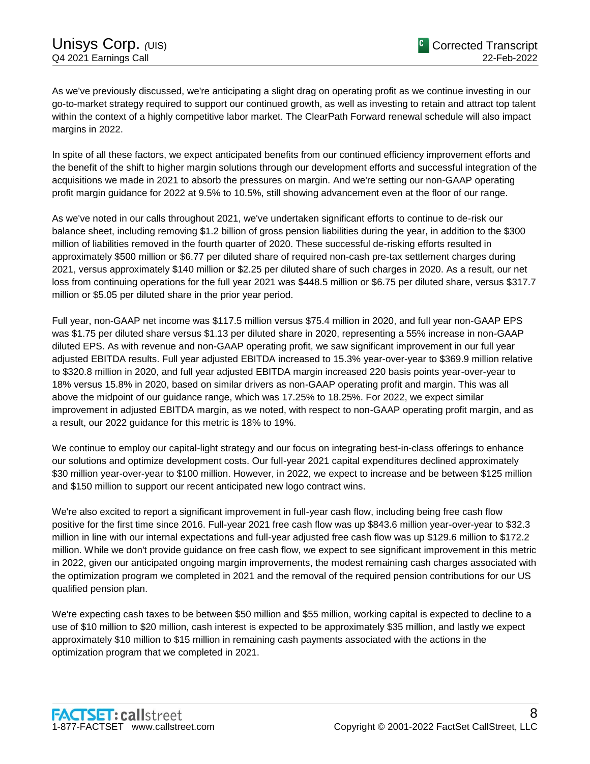As we've previously discussed, we're anticipating a slight drag on operating profit as we continue investing in our go-to-market strategy required to support our continued growth, as well as investing to retain and attract top talent within the context of a highly competitive labor market. The ClearPath Forward renewal schedule will also impact margins in 2022.

In spite of all these factors, we expect anticipated benefits from our continued efficiency improvement efforts and the benefit of the shift to higher margin solutions through our development efforts and successful integration of the acquisitions we made in 2021 to absorb the pressures on margin. And we're setting our non-GAAP operating profit margin guidance for 2022 at 9.5% to 10.5%, still showing advancement even at the floor of our range.

As we've noted in our calls throughout 2021, we've undertaken significant efforts to continue to de-risk our balance sheet, including removing $1.2 billion of gross pension liabilities during the year, in addition to the $300 million of liabilities removed in the fourth quarter of 2020. These successful de-risking efforts resulted in approximately $500 million or $6.77 per diluted share of required non-cash pre-tax settlement charges during 2021, versus approximately $140 million or $2.25 per diluted share of such charges in 2020. As a result, our net loss from continuing operations for the full year 2021 was $448.5 million or $6.75 per diluted share, versus $317.7 million or $5.05 per diluted share in the prior year period.

Full year, non-GAAP net income was $117.5 million versus $75.4 million in 2020, and full year non-GAAP EPS was $1.75 per diluted share versus $1.13 per diluted share in 2020, representing a 55% increase in non-GAAP diluted EPS. As with revenue and non-GAAP operating profit, we saw significant improvement in our full year adjusted EBITDA results. Full year adjusted EBITDA increased to 15.3% year-over-year to $369.9 million relative to $320.8 million in 2020, and full year adjusted EBITDA margin increased 220 basis points year-over-year to 18% versus 15.8% in 2020, based on similar drivers as non-GAAP operating profit and margin. This was all above the midpoint of our guidance range, which was 17.25% to 18.25%. For 2022, we expect similar improvement in adjusted EBITDA margin, as we noted, with respect to non-GAAP operating profit margin, and as a result, our 2022 guidance for this metric is 18% to 19%.

We continue to employ our capital-light strategy and our focus on integrating best-in-class offerings to enhance our solutions and optimize development costs. Our full-year 2021 capital expenditures declined approximately $30 million year-over-year to $100 million. However, in 2022, we expect to increase and be between $125 million and $150 million to support our recent anticipated new logo contract wins.

We're also excited to report a significant improvement in full-year cash flow, including being free cash flow positive for the first time since 2016. Full-year 2021 free cash flow was up $843.6 million year-over-year to $32.3 million in line with our internal expectations and full-year adjusted free cash flow was up $129.6 million to $172.2 million. While we don't provide guidance on free cash flow, we expect to see significant improvement in this metric in 2022, given our anticipated ongoing margin improvements, the modest remaining cash charges associated with the optimization program we completed in 2021 and the removal of the required pension contributions for our US qualified pension plan.

We're expecting cash taxes to be between $50 million and $55 million, working capital is expected to decline to a use of $10 million to $20 million, cash interest is expected to be approximately $35 million, and lastly we expect approximately $10 million to $15 million in remaining cash payments associated with the actions in the optimization program that we completed in 2021.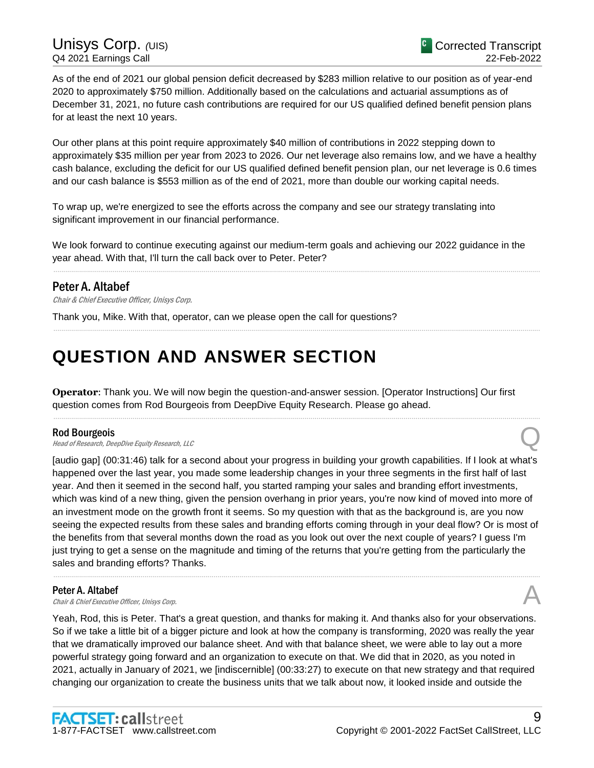As of the end of 2021 our global pension deficit decreased by $283 million relative to our position as of year-end 2020 to approximately $750 million. Additionally based on the calculations and actuarial assumptions as of December 31, 2021, no future cash contributions are required for our US qualified defined benefit pension plans for at least the next 10 years.

Our other plans at this point require approximately $40 million of contributions in 2022 stepping down to approximately $35 million per year from 2023 to 2026. Our net leverage also remains low, and we have a healthy cash balance, excluding the deficit for our US qualified defined benefit pension plan, our net leverage is 0.6 times and our cash balance is $553 million as of the end of 2021, more than double our working capital needs.

To wrap up, we're energized to see the efforts across the company and see our strategy translating into significant improvement in our financial performance.

We look forward to continue executing against our medium-term goals and achieving our 2022 guidance in the year ahead. With that, I'll turn the call back over to Peter. Peter?

---

### Peter A. Altabef

*Chair & Chief Executive Officer, Unisys Corp.*

Thank you, Mike. With that, operator, can we please open the call for questions?

---

# QUESTION AND ANSWER SECTION

**Operator**: Thank you. We will now begin the question-and-answer session. [Operator Instructions] Our first question comes from Rod Bourgeois from DeepDive Equity Research. Please go ahead.

---

### Rod Bourgeois

*Head of Research, DeepDive Equity Research, LLC* **Q**

[audio gap] (00:31:46) talk for a second about your progress in building your growth capabilities. If I look at what's happened over the last year, you made some leadership changes in your three segments in the first half of last year. And then it seemed in the second half, you started ramping your sales and branding effort investments, which was kind of a new thing, given the pension overhang in prior years, you're now kind of moved into more of an investment mode on the growth front it seems. So my question with that as the background is, are you now seeing the expected results from these sales and branding efforts coming through in your deal flow? Or is most of the benefits from that several months down the road as you look out over the next couple of years? I guess I'm just trying to get a sense on the magnitude and timing of the returns that you're getting from the particularly the sales and branding efforts? Thanks.

---

### Peter A. Altabef

*Chair & Chief Executive Officer, Unisys Corp.* **A**

Yeah, Rod, this is Peter. That's a great question, and thanks for making it. And thanks also for your observations. So if we take a little bit of a bigger picture and look at how the company is transforming, 2020 was really the year that we dramatically improved our balance sheet. And with that balance sheet, we were able to lay out a more powerful strategy going forward and an organization to execute on that. We did that in 2020, as you noted in 2021, actually in January of 2021, we [indiscernible] (00:33:27) to execute on that new strategy and that required changing our organization to create the business units that we talk about now, it looked inside and outside the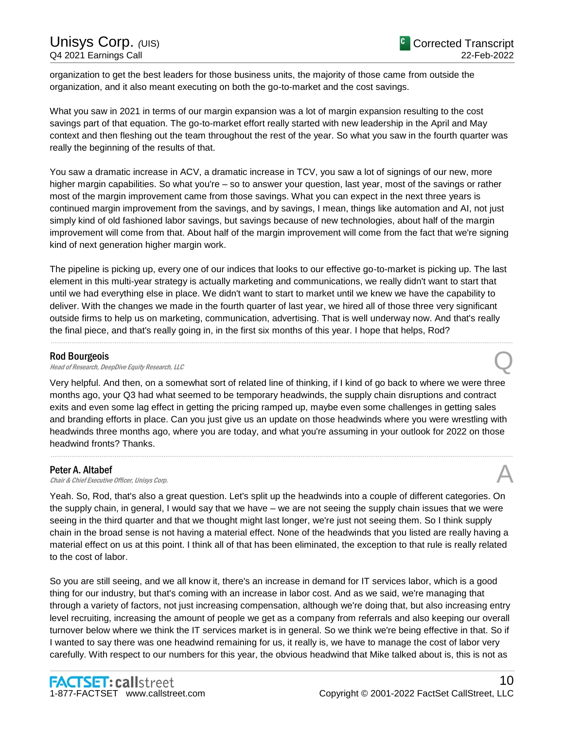organization to get the best leaders for those business units, the majority of those came from outside the organization, and it also meant executing on both the go-to-market and the cost savings.

What you saw in 2021 in terms of our margin expansion was a lot of margin expansion resulting to the cost savings part of that equation. The go-to-market effort really started with new leadership in the April and May context and then fleshing out the team throughout the rest of the year. So what you saw in the fourth quarter was really the beginning of the results of that.

You saw a dramatic increase in ACV, a dramatic increase in TCV, you saw a lot of signings of our new, more higher margin capabilities. So what you're – so to answer your question, last year, most of the savings or rather most of the margin improvement came from those savings. What you can expect in the next three years is continued margin improvement from the savings, and by savings, I mean, things like automation and AI, not just simply kind of old fashioned labor savings, but savings because of new technologies, about half of the margin improvement will come from that. About half of the margin improvement will come from the fact that we're signing kind of next generation higher margin work.

The pipeline is picking up, every one of our indices that looks to our effective go-to-market is picking up. The last element in this multi-year strategy is actually marketing and communications, we really didn't want to start that until we had everything else in place. We didn't want to start to market until we knew we have the capability to deliver. With the changes we made in the fourth quarter of last year, we hired all of those three very significant outside firms to help us on marketing, communication, advertising. That is well underway now. And that's really the final piece, and that's really going in, in the first six months of this year. I hope that helps, Rod?

---

**Rod Bourgeois**
*Head of Research, DeepDive Equity Research, LLC* — Q

Very helpful. And then, on a somewhat sort of related line of thinking, if I kind of go back to where we were three months ago, your Q3 had what seemed to be temporary headwinds, the supply chain disruptions and contract exits and even some lag effect in getting the pricing ramped up, maybe even some challenges in getting sales and branding efforts in place. Can you just give us an update on those headwinds where you were wrestling with headwinds three months ago, where you are today, and what you're assuming in your outlook for 2022 on those headwind fronts? Thanks.

---

**Peter A. Altabef**
*Chair & Chief Executive Officer, Unisys Corp.* — A

Yeah. So, Rod, that's also a great question. Let's split up the headwinds into a couple of different categories. On the supply chain, in general, I would say that we have – we are not seeing the supply chain issues that we were seeing in the third quarter and that we thought might last longer, we're just not seeing them. So I think supply chain in the broad sense is not having a material effect. None of the headwinds that you listed are really having a material effect on us at this point. I think all of that has been eliminated, the exception to that rule is really related to the cost of labor.

So you are still seeing, and we all know it, there's an increase in demand for IT services labor, which is a good thing for our industry, but that's coming with an increase in labor cost. And as we said, we're managing that through a variety of factors, not just increasing compensation, although we're doing that, but also increasing entry level recruiting, increasing the amount of people we get as a company from referrals and also keeping our overall turnover below where we think the IT services market is in general. So we think we're being effective in that. So if I wanted to say there was one headwind remaining for us, it really is, we have to manage the cost of labor very carefully. With respect to our numbers for this year, the obvious headwind that Mike talked about is, this is not as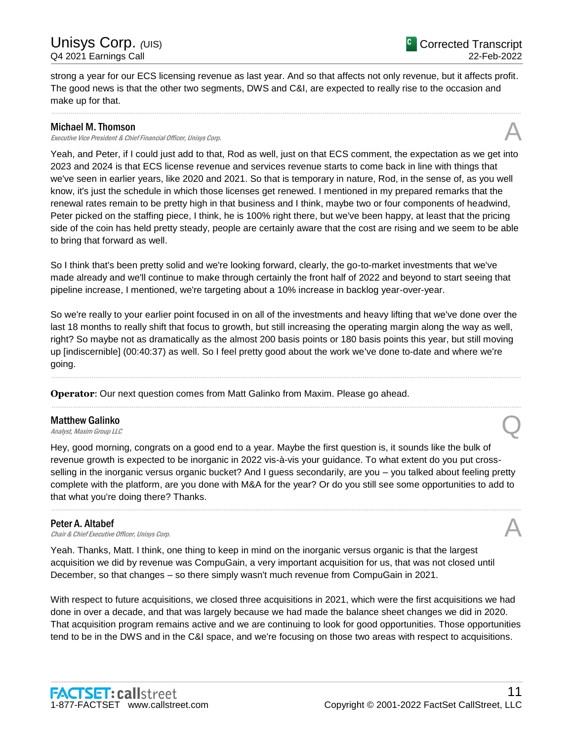strong a year for our ECS licensing revenue as last year. And so that affects not only revenue, but it affects profit. The good news is that the other two segments, DWS and C&I, are expected to really rise to the occasion and make up for that.

---

**Michael M. Thomson**
*Executive Vice President & Chief Financial Officer, Unisys Corp.*

A

Yeah, and Peter, if I could just add to that, Rod as well, just on that ECS comment, the expectation as we get into 2023 and 2024 is that ECS license revenue and services revenue starts to come back in line with things that we've seen in earlier years, like 2020 and 2021. So that is temporary in nature, Rod, in the sense of, as you well know, it's just the schedule in which those licenses get renewed. I mentioned in my prepared remarks that the renewal rates remain to be pretty high in that business and I think, maybe two or four components of headwind, Peter picked on the staffing piece, I think, he is 100% right there, but we've been happy, at least that the pricing side of the coin has held pretty steady, people are certainly aware that the cost are rising and we seem to be able to bring that forward as well.

So I think that's been pretty solid and we're looking forward, clearly, the go-to-market investments that we've made already and we'll continue to make through certainly the front half of 2022 and beyond to start seeing that pipeline increase, I mentioned, we're targeting about a 10% increase in backlog year-over-year.

So we're really to your earlier point focused in on all of the investments and heavy lifting that we've done over the last 18 months to really shift that focus to growth, but still increasing the operating margin along the way as well, right? So maybe not as dramatically as the almost 200 basis points or 180 basis points this year, but still moving up [indiscernible] (00:40:37) as well. So I feel pretty good about the work we've done to-date and where we're going.

---

**Operator**: Our next question comes from Matt Galinko from Maxim. Please go ahead.

---

**Matthew Galinko**
*Analyst, Maxim Group LLC*

Q

Hey, good morning, congrats on a good end to a year. Maybe the first question is, it sounds like the bulk of revenue growth is expected to be inorganic in 2022 vis-à-vis your guidance. To what extent do you put cross-selling in the inorganic versus organic bucket? And I guess secondarily, are you – you talked about feeling pretty complete with the platform, are you done with M&A for the year? Or do you still see some opportunities to add to that what you're doing there? Thanks.

---

**Peter A. Altabef**
*Chair & Chief Executive Officer, Unisys Corp.*

A

Yeah. Thanks, Matt. I think, one thing to keep in mind on the inorganic versus organic is that the largest acquisition we did by revenue was CompuGain, a very important acquisition for us, that was not closed until December, so that changes – so there simply wasn't much revenue from CompuGain in 2021.

With respect to future acquisitions, we closed three acquisitions in 2021, which were the first acquisitions we had done in over a decade, and that was largely because we had made the balance sheet changes we did in 2020. That acquisition program remains active and we are continuing to look for good opportunities. Those opportunities tend to be in the DWS and in the C&I space, and we're focusing on those two areas with respect to acquisitions.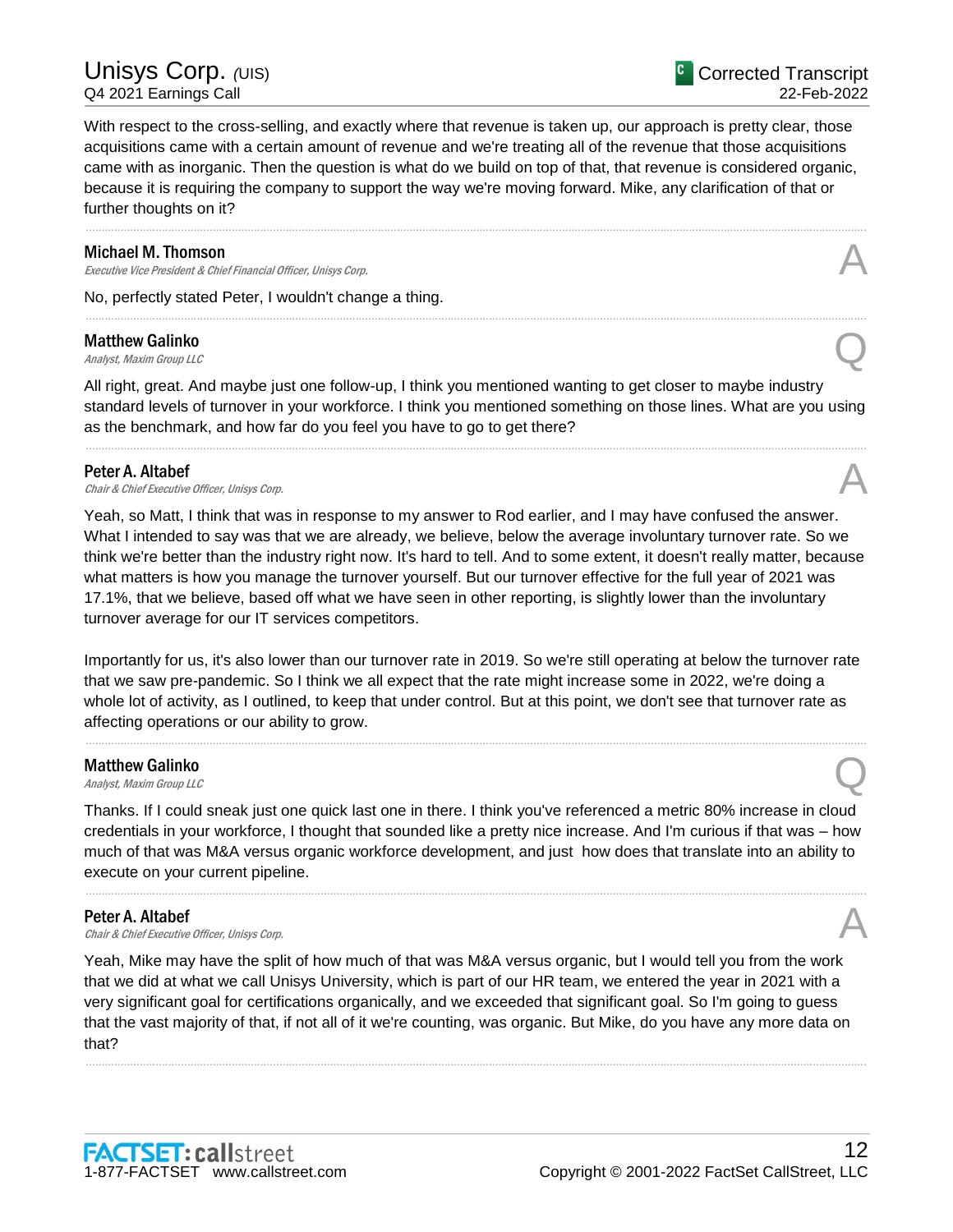With respect to the cross-selling, and exactly where that revenue is taken up, our approach is pretty clear, those acquisitions came with a certain amount of revenue and we're treating all of the revenue that those acquisitions came with as inorganic. Then the question is what do we build on top of that, that revenue is considered organic, because it is requiring the company to support the way we're moving forward. Mike, any clarification of that or further thoughts on it?

---

**Michael M. Thomson**
*Executive Vice President & Chief Financial Officer, Unisys Corp.* **A**

No, perfectly stated Peter, I wouldn't change a thing.

---

**Matthew Galinko**
*Analyst, Maxim Group LLC* **Q**

All right, great. And maybe just one follow-up, I think you mentioned wanting to get closer to maybe industry standard levels of turnover in your workforce. I think you mentioned something on those lines. What are you using as the benchmark, and how far do you feel you have to go to get there?

---

**Peter A. Altabef**
*Chair & Chief Executive Officer, Unisys Corp.* **A**

Yeah, so Matt, I think that was in response to my answer to Rod earlier, and I may have confused the answer. What I intended to say was that we are already, we believe, below the average involuntary turnover rate. So we think we're better than the industry right now. It's hard to tell. And to some extent, it doesn't really matter, because what matters is how you manage the turnover yourself. But our turnover effective for the full year of 2021 was 17.1%, that we believe, based off what we have seen in other reporting, is slightly lower than the involuntary turnover average for our IT services competitors.

Importantly for us, it's also lower than our turnover rate in 2019. So we're still operating at below the turnover rate that we saw pre-pandemic. So I think we all expect that the rate might increase some in 2022, we're doing a whole lot of activity, as I outlined, to keep that under control. But at this point, we don't see that turnover rate as affecting operations or our ability to grow.

---

**Matthew Galinko**
*Analyst, Maxim Group LLC* **Q**

Thanks. If I could sneak just one quick last one in there. I think you've referenced a metric 80% increase in cloud credentials in your workforce, I thought that sounded like a pretty nice increase. And I'm curious if that was – how much of that was M&A versus organic workforce development, and just how does that translate into an ability to execute on your current pipeline.

---

**Peter A. Altabef**
*Chair & Chief Executive Officer, Unisys Corp.* **A**

Yeah, Mike may have the split of how much of that was M&A versus organic, but I would tell you from the work that we did at what we call Unisys University, which is part of our HR team, we entered the year in 2021 with a very significant goal for certifications organically, and we exceeded that significant goal. So I'm going to guess that the vast majority of that, if not all of it we're counting, was organic. But Mike, do you have any more data on that?

---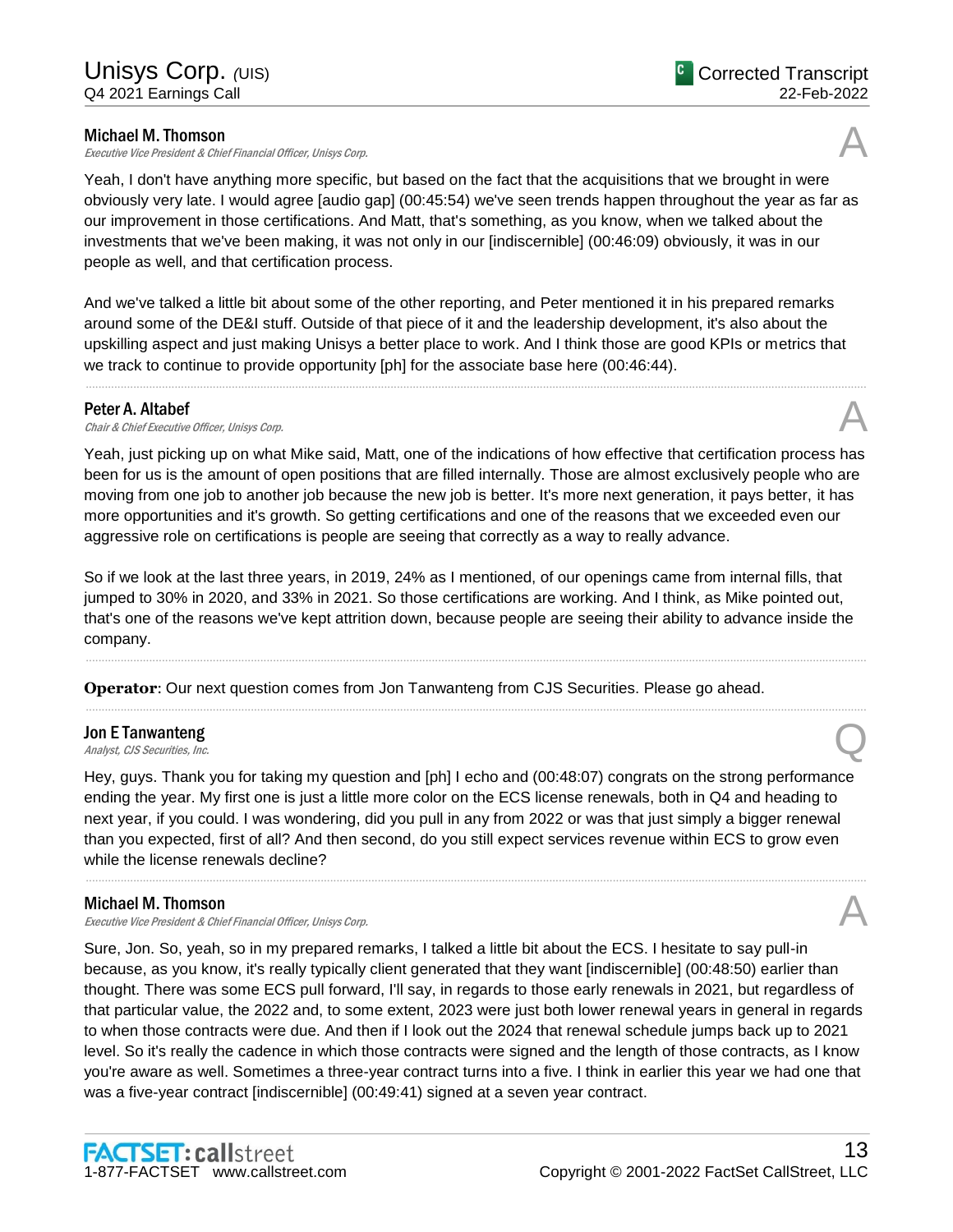**Michael M. Thomson**
*Executive Vice President & Chief Financial Officer, Unisys Corp.*

A

Yeah, I don't have anything more specific, but based on the fact that the acquisitions that we brought in were obviously very late. I would agree [audio gap] (00:45:54) we've seen trends happen throughout the year as far as our improvement in those certifications. And Matt, that's something, as you know, when we talked about the investments that we've been making, it was not only in our [indiscernible] (00:46:09) obviously, it was in our people as well, and that certification process.

And we've talked a little bit about some of the other reporting, and Peter mentioned it in his prepared remarks around some of the DE&I stuff. Outside of that piece of it and the leadership development, it's also about the upskilling aspect and just making Unisys a better place to work. And I think those are good KPIs or metrics that we track to continue to provide opportunity [ph] for the associate base here (00:46:44).

---

**Peter A. Altabef**
*Chair & Chief Executive Officer, Unisys Corp.*

A

Yeah, just picking up on what Mike said, Matt, one of the indications of how effective that certification process has been for us is the amount of open positions that are filled internally. Those are almost exclusively people who are moving from one job to another job because the new job is better. It's more next generation, it pays better, it has more opportunities and it's growth. So getting certifications and one of the reasons that we exceeded even our aggressive role on certifications is people are seeing that correctly as a way to really advance.

So if we look at the last three years, in 2019, 24% as I mentioned, of our openings came from internal fills, that jumped to 30% in 2020, and 33% in 2021. So those certifications are working. And I think, as Mike pointed out, that's one of the reasons we've kept attrition down, because people are seeing their ability to advance inside the company.

---

**Operator**: Our next question comes from Jon Tanwanteng from CJS Securities. Please go ahead.

---

**Jon E Tanwanteng**
*Analyst, CJS Securities, Inc.*

Q

Hey, guys. Thank you for taking my question and [ph] I echo and (00:48:07) congrats on the strong performance ending the year. My first one is just a little more color on the ECS license renewals, both in Q4 and heading to next year, if you could. I was wondering, did you pull in any from 2022 or was that just simply a bigger renewal than you expected, first of all? And then second, do you still expect services revenue within ECS to grow even while the license renewals decline?

---

**Michael M. Thomson**
*Executive Vice President & Chief Financial Officer, Unisys Corp.*

A

Sure, Jon. So, yeah, so in my prepared remarks, I talked a little bit about the ECS. I hesitate to say pull-in because, as you know, it's really typically client generated that they want [indiscernible] (00:48:50) earlier than thought. There was some ECS pull forward, I'll say, in regards to those early renewals in 2021, but regardless of that particular value, the 2022 and, to some extent, 2023 were just both lower renewal years in general in regards to when those contracts were due. And then if I look out the 2024 that renewal schedule jumps back up to 2021 level. So it's really the cadence in which those contracts were signed and the length of those contracts, as I know you're aware as well. Sometimes a three-year contract turns into a five. I think in earlier this year we had one that was a five-year contract [indiscernible] (00:49:41) signed at a seven year contract.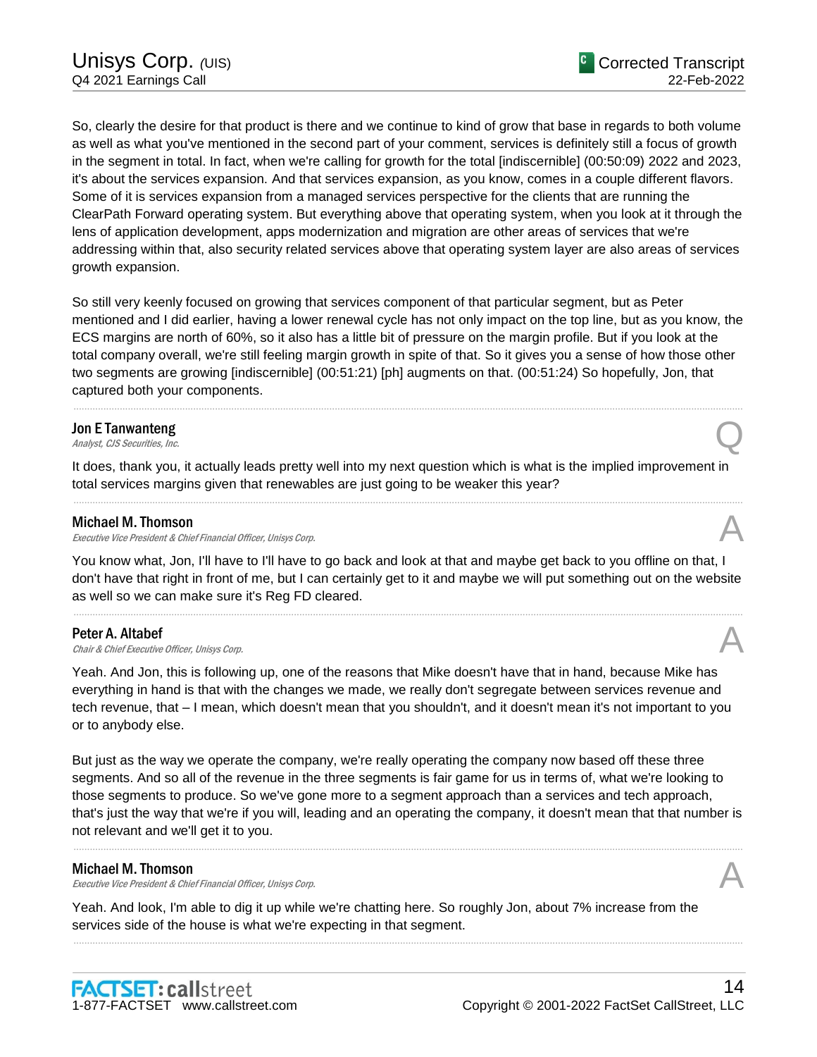So, clearly the desire for that product is there and we continue to kind of grow that base in regards to both volume as well as what you've mentioned in the second part of your comment, services is definitely still a focus of growth in the segment in total. In fact, when we're calling for growth for the total [indiscernible] (00:50:09) 2022 and 2023, it's about the services expansion. And that services expansion, as you know, comes in a couple different flavors. Some of it is services expansion from a managed services perspective for the clients that are running the ClearPath Forward operating system. But everything above that operating system, when you look at it through the lens of application development, apps modernization and migration are other areas of services that we're addressing within that, also security related services above that operating system layer are also areas of services growth expansion.

So still very keenly focused on growing that services component of that particular segment, but as Peter mentioned and I did earlier, having a lower renewal cycle has not only impact on the top line, but as you know, the ECS margins are north of 60%, so it also has a little bit of pressure on the margin profile. But if you look at the total company overall, we're still feeling margin growth in spite of that. So it gives you a sense of how those other two segments are growing [indiscernible] (00:51:21) [ph] augments on that. (00:51:24) So hopefully, Jon, that captured both your components.

---

**Jon E Tanwanteng**
*Analyst, CJS Securities, Inc.* — Q

It does, thank you, it actually leads pretty well into my next question which is what is the implied improvement in total services margins given that renewables are just going to be weaker this year?

---

**Michael M. Thomson**
*Executive Vice President & Chief Financial Officer, Unisys Corp.* — A

You know what, Jon, I'll have to I'll have to go back and look at that and maybe get back to you offline on that, I don't have that right in front of me, but I can certainly get to it and maybe we will put something out on the website as well so we can make sure it's Reg FD cleared.

---

**Peter A. Altabef**
*Chair & Chief Executive Officer, Unisys Corp.* — A

Yeah. And Jon, this is following up, one of the reasons that Mike doesn't have that in hand, because Mike has everything in hand is that with the changes we made, we really don't segregate between services revenue and tech revenue, that – I mean, which doesn't mean that you shouldn't, and it doesn't mean it's not important to you or to anybody else.

But just as the way we operate the company, we're really operating the company now based off these three segments. And so all of the revenue in the three segments is fair game for us in terms of, what we're looking to those segments to produce. So we've gone more to a segment approach than a services and tech approach, that's just the way that we're if you will, leading and an operating the company, it doesn't mean that that number is not relevant and we'll get it to you.

---

**Michael M. Thomson**
*Executive Vice President & Chief Financial Officer, Unisys Corp.* — A

Yeah. And look, I'm able to dig it up while we're chatting here. So roughly Jon, about 7% increase from the services side of the house is what we're expecting in that segment.

---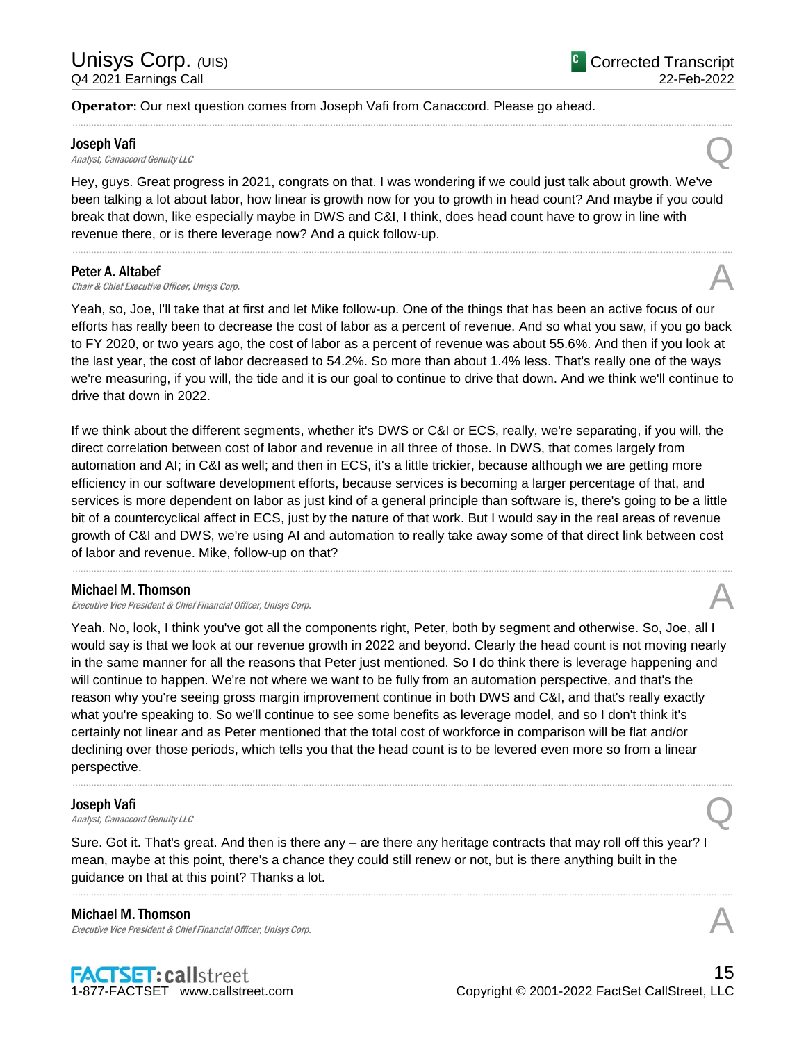**Operator**: Our next question comes from Joseph Vafi from Canaccord. Please go ahead.

---

**Joseph Vafi**
*Analyst, Canaccord Genuity LLC* **Q**

Hey, guys. Great progress in 2021, congrats on that. I was wondering if we could just talk about growth. We've been talking a lot about labor, how linear is growth now for you to growth in head count? And maybe if you could break that down, like especially maybe in DWS and C&I, I think, does head count have to grow in line with revenue there, or is there leverage now? And a quick follow-up.

---

**Peter A. Altabef**
*Chair & Chief Executive Officer, Unisys Corp.* **A**

Yeah, so, Joe, I'll take that at first and let Mike follow-up. One of the things that has been an active focus of our efforts has really been to decrease the cost of labor as a percent of revenue. And so what you saw, if you go back to FY 2020, or two years ago, the cost of labor as a percent of revenue was about 55.6%. And then if you look at the last year, the cost of labor decreased to 54.2%. So more than about 1.4% less. That's really one of the ways we're measuring, if you will, the tide and it is our goal to continue to drive that down. And we think we'll continue to drive that down in 2022.

If we think about the different segments, whether it's DWS or C&I or ECS, really, we're separating, if you will, the direct correlation between cost of labor and revenue in all three of those. In DWS, that comes largely from automation and AI; in C&I as well; and then in ECS, it's a little trickier, because although we are getting more efficiency in our software development efforts, because services is becoming a larger percentage of that, and services is more dependent on labor as just kind of a general principle than software is, there's going to be a little bit of a countercyclical affect in ECS, just by the nature of that work. But I would say in the real areas of revenue growth of C&I and DWS, we're using AI and automation to really take away some of that direct link between cost of labor and revenue. Mike, follow-up on that?

---

**Michael M. Thomson**
*Executive Vice President & Chief Financial Officer, Unisys Corp.* **A**

Yeah. No, look, I think you've got all the components right, Peter, both by segment and otherwise. So, Joe, all I would say is that we look at our revenue growth in 2022 and beyond. Clearly the head count is not moving nearly in the same manner for all the reasons that Peter just mentioned. So I do think there is leverage happening and will continue to happen. We're not where we want to be fully from an automation perspective, and that's the reason why you're seeing gross margin improvement continue in both DWS and C&I, and that's really exactly what you're speaking to. So we'll continue to see some benefits as leverage model, and so I don't think it's certainly not linear and as Peter mentioned that the total cost of workforce in comparison will be flat and/or declining over those periods, which tells you that the head count is to be levered even more so from a linear perspective.

---

**Joseph Vafi**
*Analyst, Canaccord Genuity LLC* **Q**

Sure. Got it. That's great. And then is there any – are there any heritage contracts that may roll off this year? I mean, maybe at this point, there's a chance they could still renew or not, but is there anything built in the guidance on that at this point? Thanks a lot.

---

**Michael M. Thomson**
*Executive Vice President & Chief Financial Officer, Unisys Corp.* **A**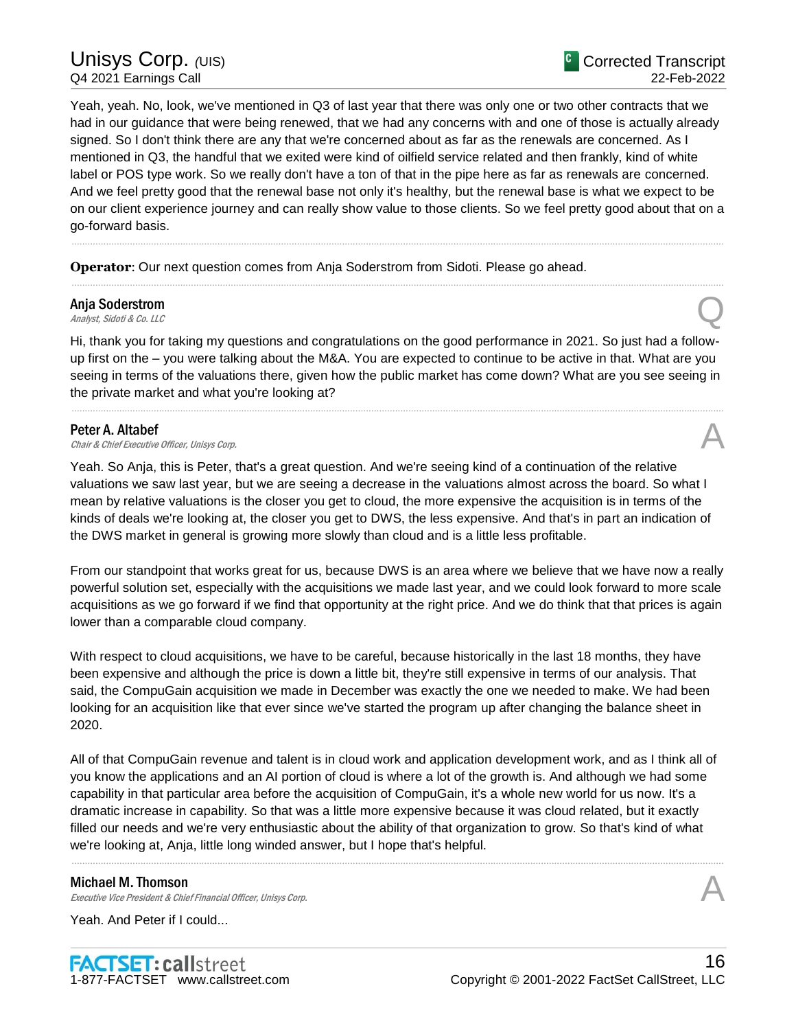Yeah, yeah. No, look, we've mentioned in Q3 of last year that there was only one or two other contracts that we had in our guidance that were being renewed, that we had any concerns with and one of those is actually already signed. So I don't think there are any that we're concerned about as far as the renewals are concerned. As I mentioned in Q3, the handful that we exited were kind of oilfield service related and then frankly, kind of white label or POS type work. So we really don't have a ton of that in the pipe here as far as renewals are concerned. And we feel pretty good that the renewal base not only it's healthy, but the renewal base is what we expect to be on our client experience journey and can really show value to those clients. So we feel pretty good about that on a go-forward basis.

---

**Operator**: Our next question comes from Anja Soderstrom from Sidoti. Please go ahead.

---

**Anja Soderstrom**
*Analyst, Sidoti & Co. LLC* — Q

Hi, thank you for taking my questions and congratulations on the good performance in 2021. So just had a follow-up first on the – you were talking about the M&A. You are expected to continue to be active in that. What are you seeing in terms of the valuations there, given how the public market has come down? What are you see seeing in the private market and what you're looking at?

---

**Peter A. Altabef**
*Chair & Chief Executive Officer, Unisys Corp.* — A

Yeah. So Anja, this is Peter, that's a great question. And we're seeing kind of a continuation of the relative valuations we saw last year, but we are seeing a decrease in the valuations almost across the board. So what I mean by relative valuations is the closer you get to cloud, the more expensive the acquisition is in terms of the kinds of deals we're looking at, the closer you get to DWS, the less expensive. And that's in part an indication of the DWS market in general is growing more slowly than cloud and is a little less profitable.

From our standpoint that works great for us, because DWS is an area where we believe that we have now a really powerful solution set, especially with the acquisitions we made last year, and we could look forward to more scale acquisitions as we go forward if we find that opportunity at the right price. And we do think that that prices is again lower than a comparable cloud company.

With respect to cloud acquisitions, we have to be careful, because historically in the last 18 months, they have been expensive and although the price is down a little bit, they're still expensive in terms of our analysis. That said, the CompuGain acquisition we made in December was exactly the one we needed to make. We had been looking for an acquisition like that ever since we've started the program up after changing the balance sheet in 2020.

All of that CompuGain revenue and talent is in cloud work and application development work, and as I think all of you know the applications and an AI portion of cloud is where a lot of the growth is. And although we had some capability in that particular area before the acquisition of CompuGain, it's a whole new world for us now. It's a dramatic increase in capability. So that was a little more expensive because it was cloud related, but it exactly filled our needs and we're very enthusiastic about the ability of that organization to grow. So that's kind of what we're looking at, Anja, little long winded answer, but I hope that's helpful.

---

**Michael M. Thomson**
*Executive Vice President & Chief Financial Officer, Unisys Corp.* — A

Yeah. And Peter if I could...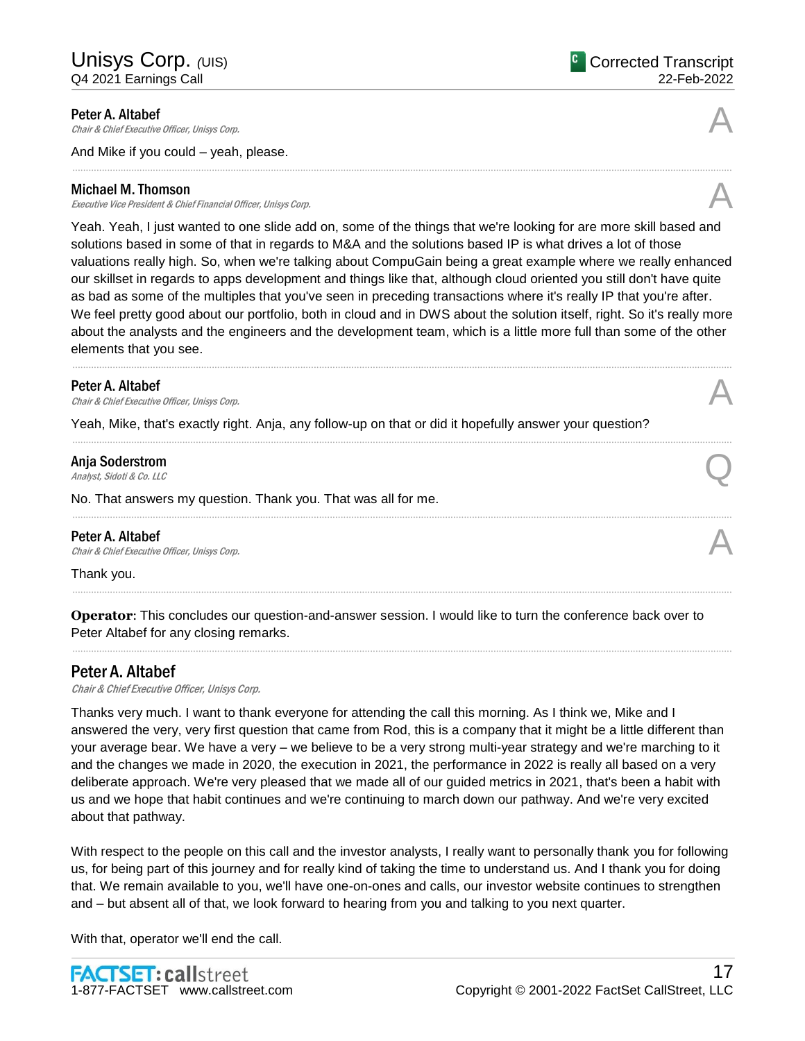**Peter A. Altabef**
*Chair & Chief Executive Officer, Unisys Corp.*

A

And Mike if you could – yeah, please.

---

**Michael M. Thomson**
*Executive Vice President & Chief Financial Officer, Unisys Corp.*

A

Yeah. Yeah, I just wanted to one slide add on, some of the things that we're looking for are more skill based and solutions based in some of that in regards to M&A and the solutions based IP is what drives a lot of those valuations really high. So, when we're talking about CompuGain being a great example where we really enhanced our skillset in regards to apps development and things like that, although cloud oriented you still don't have quite as bad as some of the multiples that you've seen in preceding transactions where it's really IP that you're after. We feel pretty good about our portfolio, both in cloud and in DWS about the solution itself, right. So it's really more about the analysts and the engineers and the development team, which is a little more full than some of the other elements that you see.

---

**Peter A. Altabef**
*Chair & Chief Executive Officer, Unisys Corp.*

A

Yeah, Mike, that's exactly right. Anja, any follow-up on that or did it hopefully answer your question?

---

**Anja Soderstrom**
*Analyst, Sidoti & Co. LLC*

Q

No. That answers my question. Thank you. That was all for me.

---

**Peter A. Altabef**
*Chair & Chief Executive Officer, Unisys Corp.*

A

Thank you.

---

**Operator**: This concludes our question-and-answer session. I would like to turn the conference back over to Peter Altabef for any closing remarks.

---

## Peter A. Altabef

*Chair & Chief Executive Officer, Unisys Corp.*

Thanks very much. I want to thank everyone for attending the call this morning. As I think we, Mike and I answered the very, very first question that came from Rod, this is a company that it might be a little different than your average bear. We have a very – we believe to be a very strong multi-year strategy and we're marching to it and the changes we made in 2020, the execution in 2021, the performance in 2022 is really all based on a very deliberate approach. We're very pleased that we made all of our guided metrics in 2021, that's been a habit with us and we hope that habit continues and we're continuing to march down our pathway. And we're very excited about that pathway.

With respect to the people on this call and the investor analysts, I really want to personally thank you for following us, for being part of this journey and for really kind of taking the time to understand us. And I thank you for doing that. We remain available to you, we'll have one-on-ones and calls, our investor website continues to strengthen and – but absent all of that, we look forward to hearing from you and talking to you next quarter.

With that, operator we'll end the call.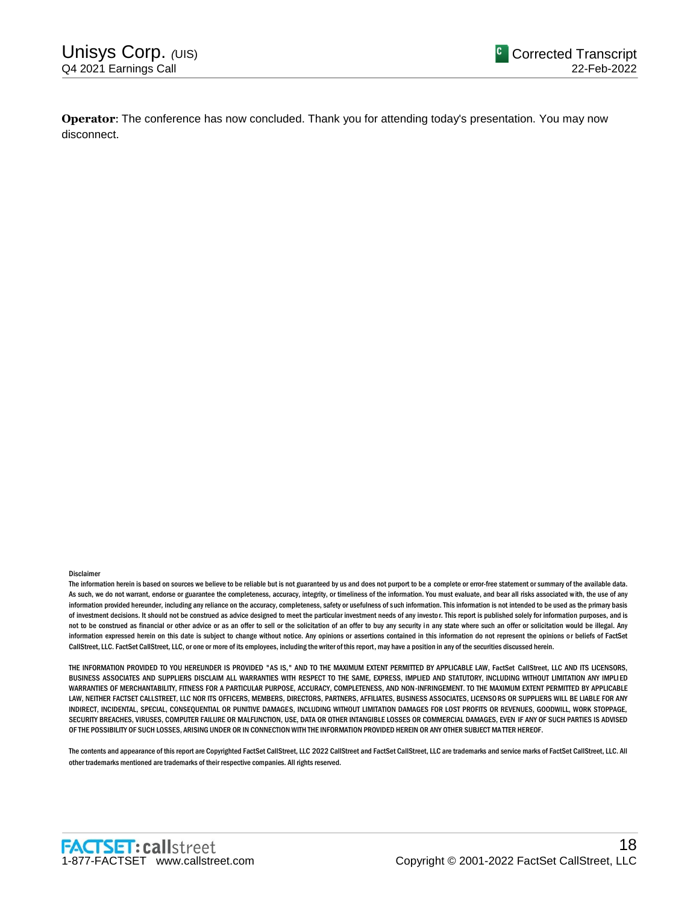**Operator**: The conference has now concluded. Thank you for attending today's presentation. You may now disconnect.

Disclaimer

The information herein is based on sources we believe to be reliable but is not guaranteed by us and does not purport to be a complete or error-free statement or summary of the available data. As such, we do not warrant, endorse or guarantee the completeness, accuracy, integrity, or timeliness of the information. You must evaluate, and bear all risks associated with, the use of any information provided hereunder, including any reliance on the accuracy, completeness, safety or usefulness of such information. This information is not intended to be used as the primary basis of investment decisions. It should not be construed as advice designed to meet the particular investment needs of any investor. This report is published solely for information purposes, and is not to be construed as financial or other advice or as an offer to sell or the solicitation of an offer to buy any security in any state where such an offer or solicitation would be illegal. Any information expressed herein on this date is subject to change without notice. Any opinions or assertions contained in this information do not represent the opinions or beliefs of FactSet CallStreet, LLC. FactSet CallStreet, LLC, or one or more of its employees, including the writer of this report, may have a position in any of the securities discussed herein.

THE INFORMATION PROVIDED TO YOU HEREUNDER IS PROVIDED "AS IS," AND TO THE MAXIMUM EXTENT PERMITTED BY APPLICABLE LAW, FactSet CallStreet, LLC AND ITS LICENSORS, BUSINESS ASSOCIATES AND SUPPLIERS DISCLAIM ALL WARRANTIES WITH RESPECT TO THE SAME, EXPRESS, IMPLIED AND STATUTORY, INCLUDING WITHOUT LIMITATION ANY IMPLIED WARRANTIES OF MERCHANTABILITY, FITNESS FOR A PARTICULAR PURPOSE, ACCURACY, COMPLETENESS, AND NON-INFRINGEMENT. TO THE MAXIMUM EXTENT PERMITTED BY APPLICABLE LAW, NEITHER FACTSET CALLSTREET, LLC NOR ITS OFFICERS, MEMBERS, DIRECTORS, PARTNERS, AFFILIATES, BUSINESS ASSOCIATES, LICENSORS OR SUPPLIERS WILL BE LIABLE FOR ANY INDIRECT, INCIDENTAL, SPECIAL, CONSEQUENTIAL OR PUNITIVE DAMAGES, INCLUDING WITHOUT LIMITATION DAMAGES FOR LOST PROFITS OR REVENUES, GOODWILL, WORK STOPPAGE, SECURITY BREACHES, VIRUSES, COMPUTER FAILURE OR MALFUNCTION, USE, DATA OR OTHER INTANGIBLE LOSSES OR COMMERCIAL DAMAGES, EVEN IF ANY OF SUCH PARTIES IS ADVISED OF THE POSSIBILITY OF SUCH LOSSES, ARISING UNDER OR IN CONNECTION WITH THE INFORMATION PROVIDED HEREIN OR ANY OTHER SUBJECT MATTER HEREOF.

The contents and appearance of this report are Copyrighted FactSet CallStreet, LLC 2022 CallStreet and FactSet CallStreet, LLC are trademarks and service marks of FactSet CallStreet, LLC. All other trademarks mentioned are trademarks of their respective companies. All rights reserved.